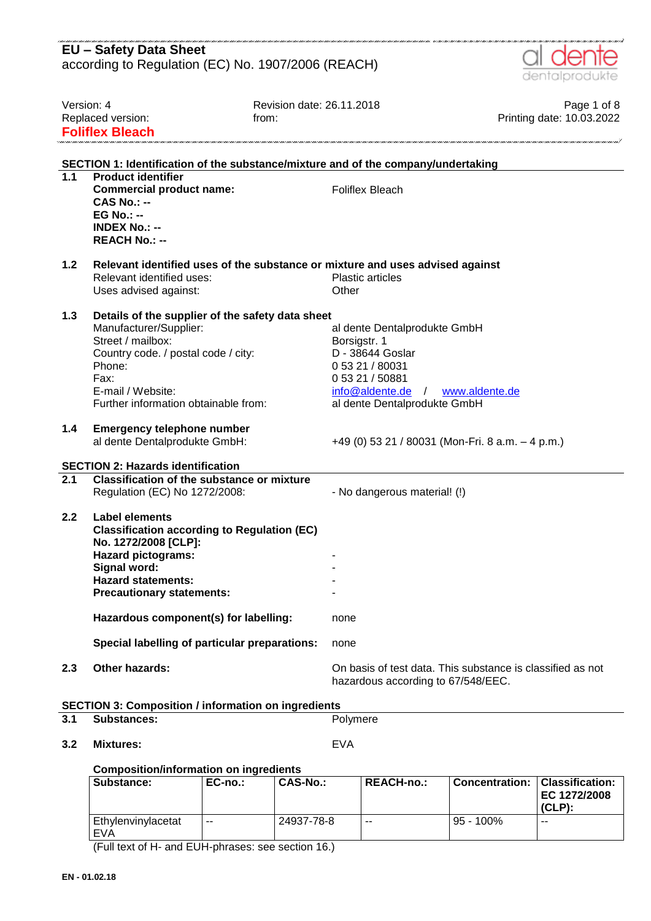# EU – Safety Data Sheet

according to Regulation (EC) No. 1907/2006 (REACH)

Version: 4 | Revision date: 26.11.2018 | Printing date: 10.03.2022

Replaced version: | from:

**Foliflex Bleach**

## SECTION 1: Identification of the substance/mixture and of the company/undertaking

**1.1 Product identifier**

**Commercial product name:** Foliflex Bleach
**CAS No.: --**
**EG No.: --**
**INDEX No.: --**
**REACH No.: --**

**1.2 Relevant identified uses of the substance or mixture and uses advised against**

Relevant identified uses: Plastic articles
Uses advised against: Other

**1.3 Details of the supplier of the safety data sheet**

Manufacturer/Supplier: al dente Dentalprodukte GmbH
Street / mailbox: Borsigstr. 1
Country code. / postal code / city: D - 38644 Goslar
Phone: 0 53 21 / 80031
Fax: 0 53 21 / 50881
E-mail / Website: info@aldente.de / www.aldente.de
Further information obtainable from: al dente Dentalprodukte GmbH

**1.4 Emergency telephone number**

al dente Dentalprodukte GmbH: +49 (0) 53 21 / 80031 (Mon-Fri. 8 a.m. – 4 p.m.)

## SECTION 2: Hazards identification

**2.1 Classification of the substance or mixture**

Regulation (EC) No 1272/2008: - No dangerous material! (!)

**2.2 Label elements**

**Classification according to Regulation (EC) No. 1272/2008 [CLP]:**

**Hazard pictograms:** -
**Signal word:** -
**Hazard statements:** -
**Precautionary statements:** -

**Hazardous component(s) for labelling:** none

**Special labelling of particular preparations:** none

**2.3 Other hazards:** On basis of test data. This substance is classified as not hazardous according to 67/548/EEC.

## SECTION 3: Composition / information on ingredients

**3.1 Substances:** Polymere

**3.2 Mixtures:** EVA

**Composition/information on ingredients**

| Substance: | EC-no.: | CAS-No.: | REACH-no.: | Concentration: | Classification: EC 1272/2008 (CLP): |
|---|---|---|---|---|---|
| Ethylenvinylacetat EVA | -- | 24937-78-8 | -- | 95 - 100% | -- |

(Full text of H- and EUH-phrases: see section 16.)

EN - 01.02.18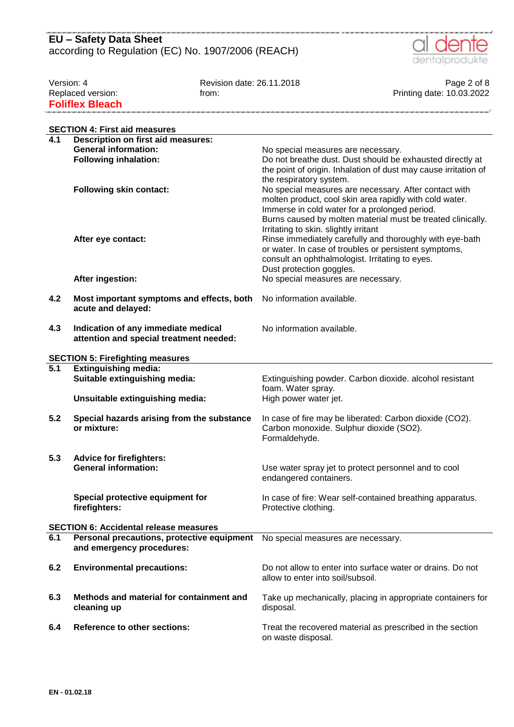## SECTION 4: First aid measures

| | | |
|---|---|---|
| **4.1** | **Description on first aid measures:** | |
| | **General information:** | No special measures are necessary. |
| | **Following inhalation:** | Do not breathe dust. Dust should be exhausted directly at the point of origin. Inhalation of dust may cause irritation of the respiratory system. |
| | **Following skin contact:** | No special measures are necessary. After contact with molten product, cool skin area rapidly with cold water. Immerse in cold water for a prolonged period. Burns caused by molten material must be treated clinically. Irritating to skin. slightly irritant |
| | **After eye contact:** | Rinse immediately carefully and thoroughly with eye-bath or water. In case of troubles or persistent symptoms, consult an ophthalmologist. Irritating to eyes. Dust protection goggles. |
| | **After ingestion:** | No special measures are necessary. |
| **4.2** | **Most important symptoms and effects, both acute and delayed:** | No information available. |
| **4.3** | **Indication of any immediate medical attention and special treatment needed:** | No information available. |

## SECTION 5: Firefighting measures

| | | |
|---|---|---|
| **5.1** | **Extinguishing media:** | |
| | **Suitable extinguishing media:** | Extinguishing powder. Carbon dioxide. alcohol resistant foam. Water spray. |
| | **Unsuitable extinguishing media:** | High power water jet. |
| **5.2** | **Special hazards arising from the substance or mixture:** | In case of fire may be liberated: Carbon dioxide ($CO_2$). Carbon monoxide. Sulphur dioxide ($SO_2$). Formaldehyde. |
| **5.3** | **Advice for firefighters:** | |
| | **General information:** | Use water spray jet to protect personnel and to cool endangered containers. |
| | **Special protective equipment for firefighters:** | In case of fire: Wear self-contained breathing apparatus. Protective clothing. |

## SECTION 6: Accidental release measures

| | | |
|---|---|---|
| **6.1** | **Personal precautions, protective equipment and emergency procedures:** | No special measures are necessary. |
| **6.2** | **Environmental precautions:** | Do not allow to enter into surface water or drains. Do not allow to enter into soil/subsoil. |
| **6.3** | **Methods and material for containment and cleaning up** | Take up mechanically, placing in appropriate containers for disposal. |
| **6.4** | **Reference to other sections:** | Treat the recovered material as prescribed in the section on waste disposal. |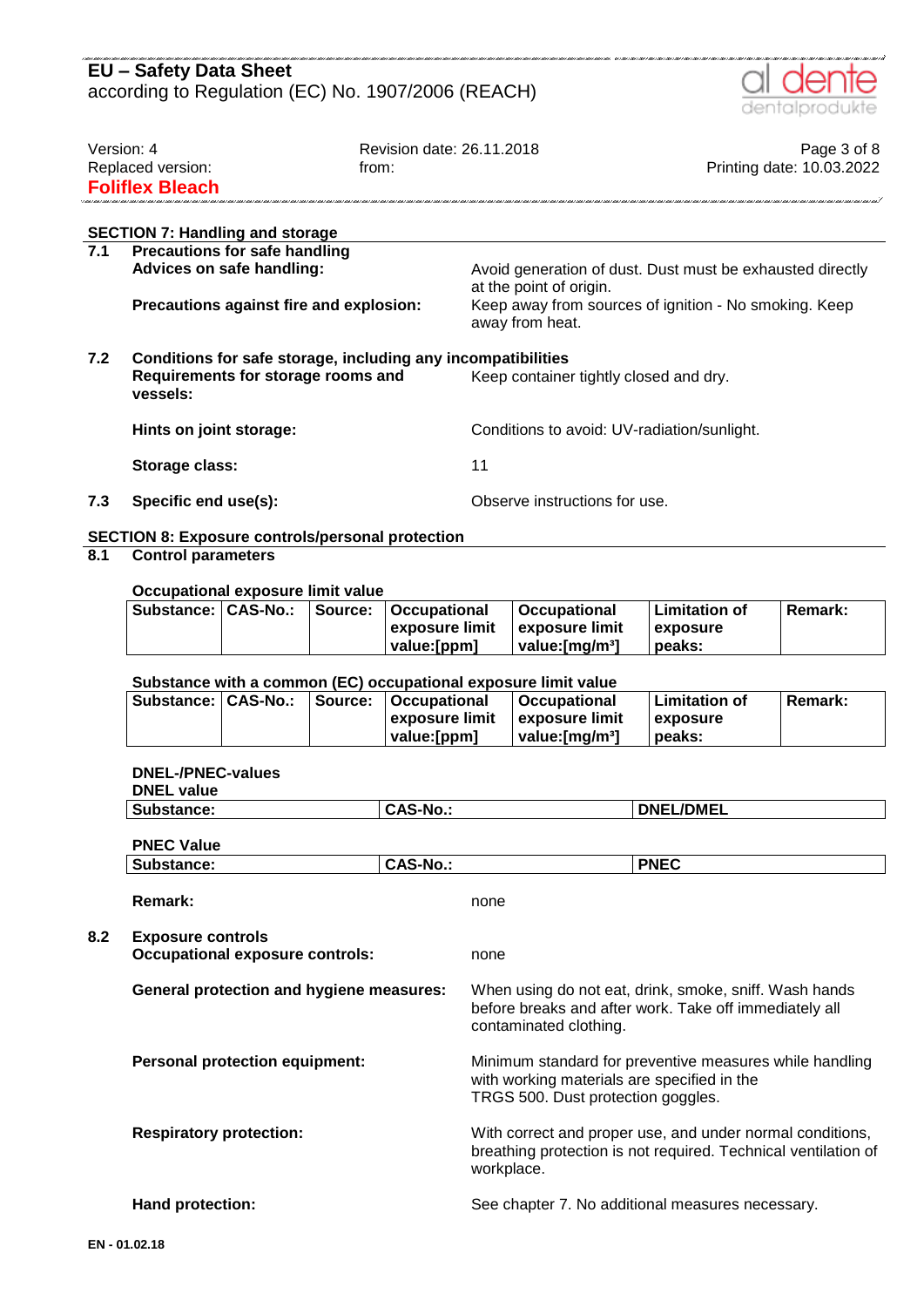## SECTION 7: Handling and storage

**7.1 Precautions for safe handling**

**Advices on safe handling:** Avoid generation of dust. Dust must be exhausted directly at the point of origin.

**Precautions against fire and explosion:** Keep away from sources of ignition - No smoking. Keep away from heat.

**7.2 Conditions for safe storage, including any incompatibilities**

**Requirements for storage rooms and vessels:** Keep container tightly closed and dry.

**Hints on joint storage:** Conditions to avoid: UV-radiation/sunlight.

**Storage class:** 11

**7.3 Specific end use(s):** Observe instructions for use.

## SECTION 8: Exposure controls/personal protection

**8.1 Control parameters**

**Occupational exposure limit value**

| Substance: | CAS-No.: | Source: | Occupational exposure limit value:[ppm] | Occupational exposure limit value:[mg/m³] | Limitation of exposure peaks: | Remark: |
|---|---|---|---|---|---|---|

**Substance with a common (EC) occupational exposure limit value**

| Substance: | CAS-No.: | Source: | Occupational exposure limit value:[ppm] | Occupational exposure limit value:[mg/m³] | Limitation of exposure peaks: | Remark: |
|---|---|---|---|---|---|---|

**DNEL-/PNEC-values**

**DNEL value**

| Substance: | CAS-No.: | DNEL/DMEL |
|---|---|---|

**PNEC Value**

| Substance: | CAS-No.: | PNEC |
|---|---|---|

**Remark:** none

**8.2 Exposure controls**

**Occupational exposure controls:** none

**General protection and hygiene measures:** When using do not eat, drink, smoke, sniff. Wash hands before breaks and after work. Take off immediately all contaminated clothing.

**Personal protection equipment:** Minimum standard for preventive measures while handling with working materials are specified in the TRGS 500. Dust protection goggles.

**Respiratory protection:** With correct and proper use, and under normal conditions, breathing protection is not required. Technical ventilation of workplace.

**Hand protection:** See chapter 7. No additional measures necessary.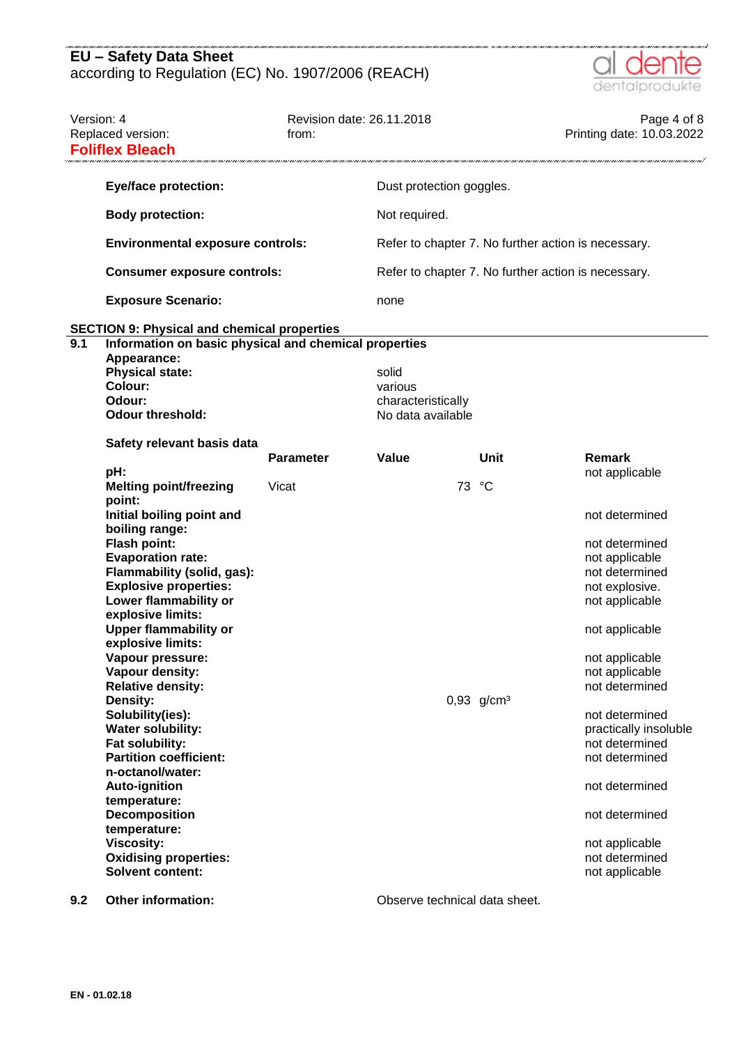| | |
|---|---|
| **Eye/face protection:** | Dust protection goggles. |
| **Body protection:** | Not required. |
| **Environmental exposure controls:** | Refer to chapter 7. No further action is necessary. |
| **Consumer exposure controls:** | Refer to chapter 7. No further action is necessary. |
| **Exposure Scenario:** | none |

## SECTION 9: Physical and chemical properties

### 9.1 Information on basic physical and chemical properties

**Appearance:**

| | |
|---|---|
| **Physical state:** | solid |
| **Colour:** | various |
| **Odour:** | characteristically |
| **Odour threshold:** | No data available |

**Safety relevant basis data**

| | Parameter | Value | Unit | Remark |
|---|---|---|---|---|
| **pH:** | | | | not applicable |
| **Melting point/freezing point:** | Vicat | 73 | °C | |
| **Initial boiling point and boiling range:** | | | | not determined |
| **Flash point:** | | | | not determined |
| **Evaporation rate:** | | | | not applicable |
| **Flammability (solid, gas):** | | | | not determined |
| **Explosive properties:** | | | | not explosive. |
| **Lower flammability or explosive limits:** | | | | not applicable |
| **Upper flammability or explosive limits:** | | | | not applicable |
| **Vapour pressure:** | | | | not applicable |
| **Vapour density:** | | | | not applicable |
| **Relative density:** | | | | not determined |
| **Density:** | | 0,93 | g/cm³ | |
| **Solubility(ies):** | | | | not determined |
| **Water solubility:** | | | | practically insoluble |
| **Fat solubility:** | | | | not determined |
| **Partition coefficient: n-octanol/water:** | | | | not determined |
| **Auto-ignition temperature:** | | | | not determined |
| **Decomposition temperature:** | | | | not determined |
| **Viscosity:** | | | | not applicable |
| **Oxidising properties:** | | | | not determined |
| **Solvent content:** | | | | not applicable |

### 9.2 Other information:

Observe technical data sheet.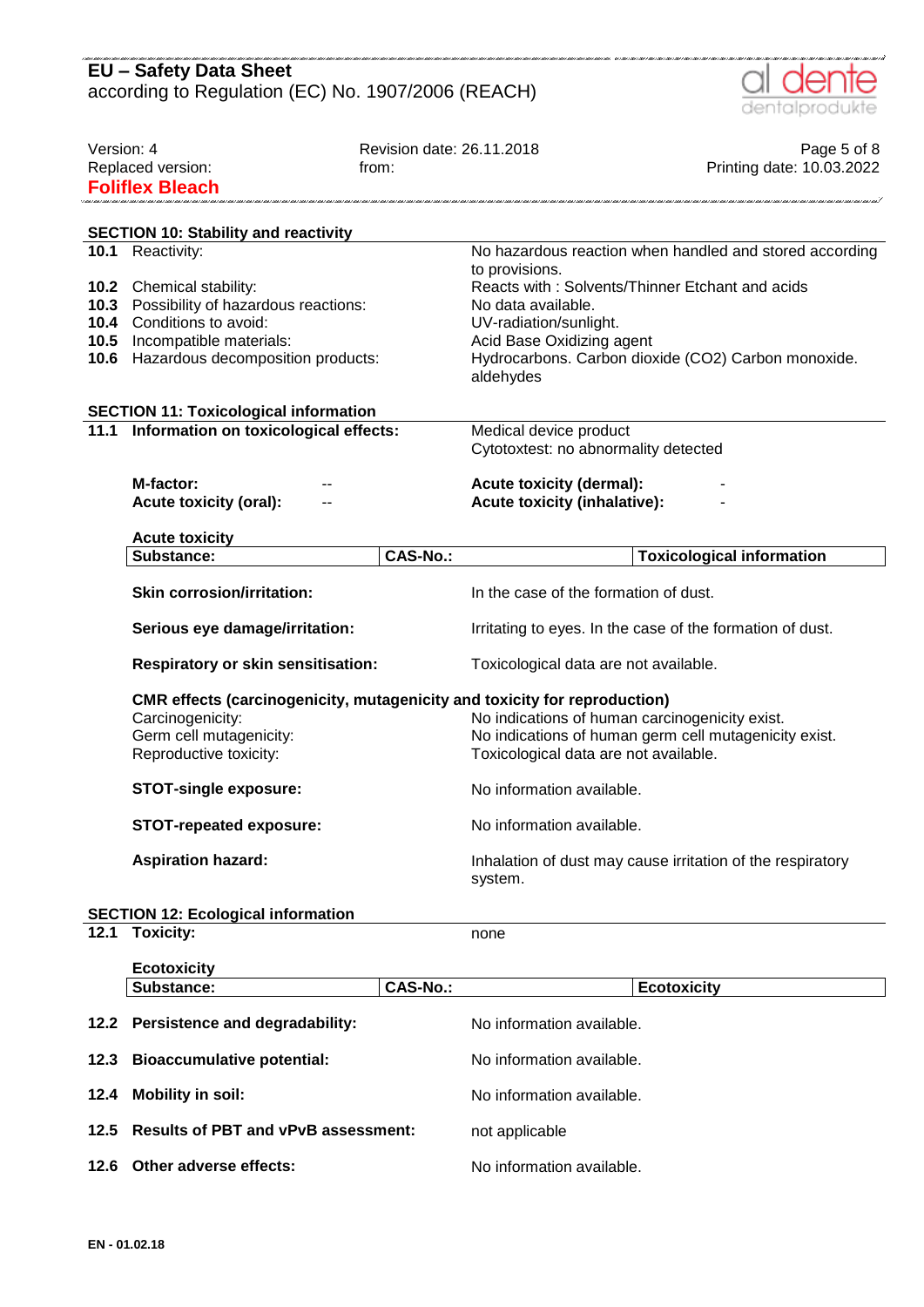## SECTION 10: Stability and reactivity

| | | |
|---|---|---|
| **10.1** | Reactivity: | No hazardous reaction when handled and stored according to provisions. |
| **10.2** | Chemical stability: | Reacts with : Solvents/Thinner Etchant and acids |
| **10.3** | Possibility of hazardous reactions: | No data available. |
| **10.4** | Conditions to avoid: | UV-radiation/sunlight. |
| **10.5** | Incompatible materials: | Acid Base Oxidizing agent |
| **10.6** | Hazardous decomposition products: | Hydrocarbons. Carbon dioxide ($CO_2$) Carbon monoxide. aldehydes |

## SECTION 11: Toxicological information

**11.1 Information on toxicological effects:** Medical device product
Cytotoxtest: no abnormality detected

**M-factor:** --
**Acute toxicity (oral):** --
**Acute toxicity (dermal):** -
**Acute toxicity (inhalative):** -

**Acute toxicity**

| Substance: | CAS-No.: | Toxicological information |
|---|---|---|

**Skin corrosion/irritation:** In the case of the formation of dust.

**Serious eye damage/irritation:** Irritating to eyes. In the case of the formation of dust.

**Respiratory or skin sensitisation:** Toxicological data are not available.

**CMR effects (carcinogenicity, mutagenicity and toxicity for reproduction)**

Carcinogenicity: No indications of human carcinogenicity exist.
Germ cell mutagenicity: No indications of human germ cell mutagenicity exist.
Reproductive toxicity: Toxicological data are not available.

**STOT-single exposure:** No information available.

**STOT-repeated exposure:** No information available.

**Aspiration hazard:** Inhalation of dust may cause irritation of the respiratory system.

## SECTION 12: Ecological information

**12.1 Toxicity:** none

**Ecotoxicity**

| Substance: | CAS-No.: | Ecotoxicity |
|---|---|---|

**12.2 Persistence and degradability:** No information available.

**12.3 Bioaccumulative potential:** No information available.

**12.4 Mobility in soil:** No information available.

**12.5 Results of PBT and vPvB assessment:** not applicable

**12.6 Other adverse effects:** No information available.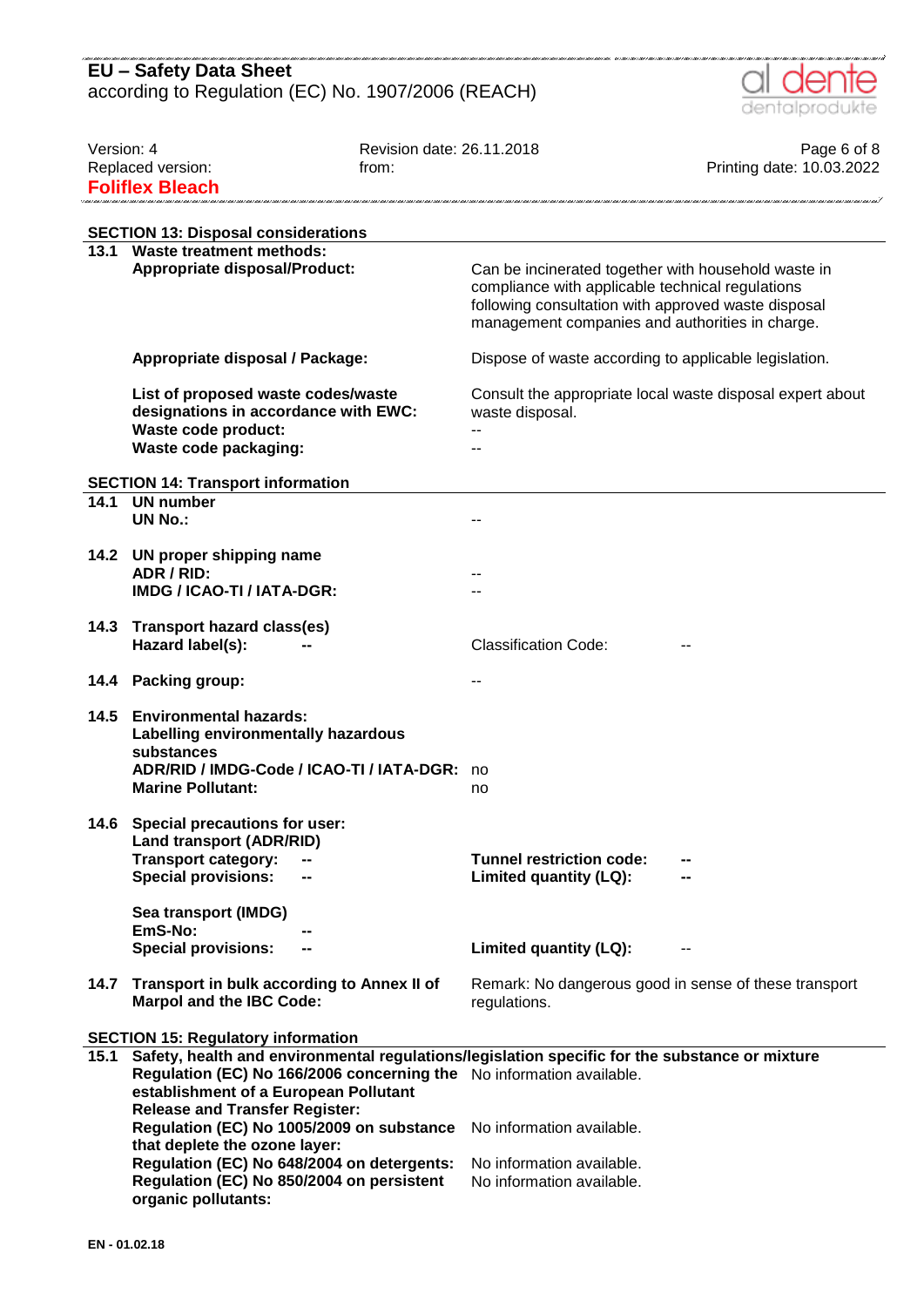## SECTION 13: Disposal considerations

**13.1 Waste treatment methods:**

| | |
|---|---|
| **Appropriate disposal/Product:** | Can be incinerated together with household waste in compliance with applicable technical regulations following consultation with approved waste disposal management companies and authorities in charge. |
| **Appropriate disposal / Package:** | Dispose of waste according to applicable legislation. |
| **List of proposed waste codes/waste designations in accordance with EWC:** | Consult the appropriate local waste disposal expert about waste disposal. |
| **Waste code product:** | -- |
| **Waste code packaging:** | -- |

## SECTION 14: Transport information

**14.1 UN number**

| | |
|---|---|
| **UN No.:** | -- |

**14.2 UN proper shipping name**

| | |
|---|---|
| **ADR / RID:** | -- |
| **IMDG / ICAO-TI / IATA-DGR:** | -- |

**14.3 Transport hazard class(es)**

| | | | |
|---|---|---|---|
| **Hazard label(s):** | **--** | Classification Code: | -- |

**14.4 Packing group:** --

**14.5 Environmental hazards:**

| | |
|---|---|
| **Labelling environmentally hazardous substances** | |
| **ADR/RID / IMDG-Code / ICAO-TI / IATA-DGR:** | no |
| **Marine Pollutant:** | no |

**14.6 Special precautions for user:**

**Land transport (ADR/RID)**

| | | | |
|---|---|---|---|
| **Transport category:** | **--** | **Tunnel restriction code:** | **--** |
| **Special provisions:** | **--** | **Limited quantity (LQ):** | **--** |

**Sea transport (IMDG)**

| | | | |
|---|---|---|---|
| **EmS-No:** | **--** | | |
| **Special provisions:** | **--** | **Limited quantity (LQ):** | -- |

**14.7 Transport in bulk according to Annex II of Marpol and the IBC Code:** Remark: No dangerous good in sense of these transport regulations.

## SECTION 15: Regulatory information

**15.1 Safety, health and environmental regulations/legislation specific for the substance or mixture**

| | |
|---|---|
| **Regulation (EC) No 166/2006 concerning the establishment of a European Pollutant Release and Transfer Register:** | No information available. |
| **Regulation (EC) No 1005/2009 on substance that deplete the ozone layer:** | No information available. |
| **Regulation (EC) No 648/2004 on detergents:** | No information available. |
| **Regulation (EC) No 850/2004 on persistent organic pollutants:** | No information available. |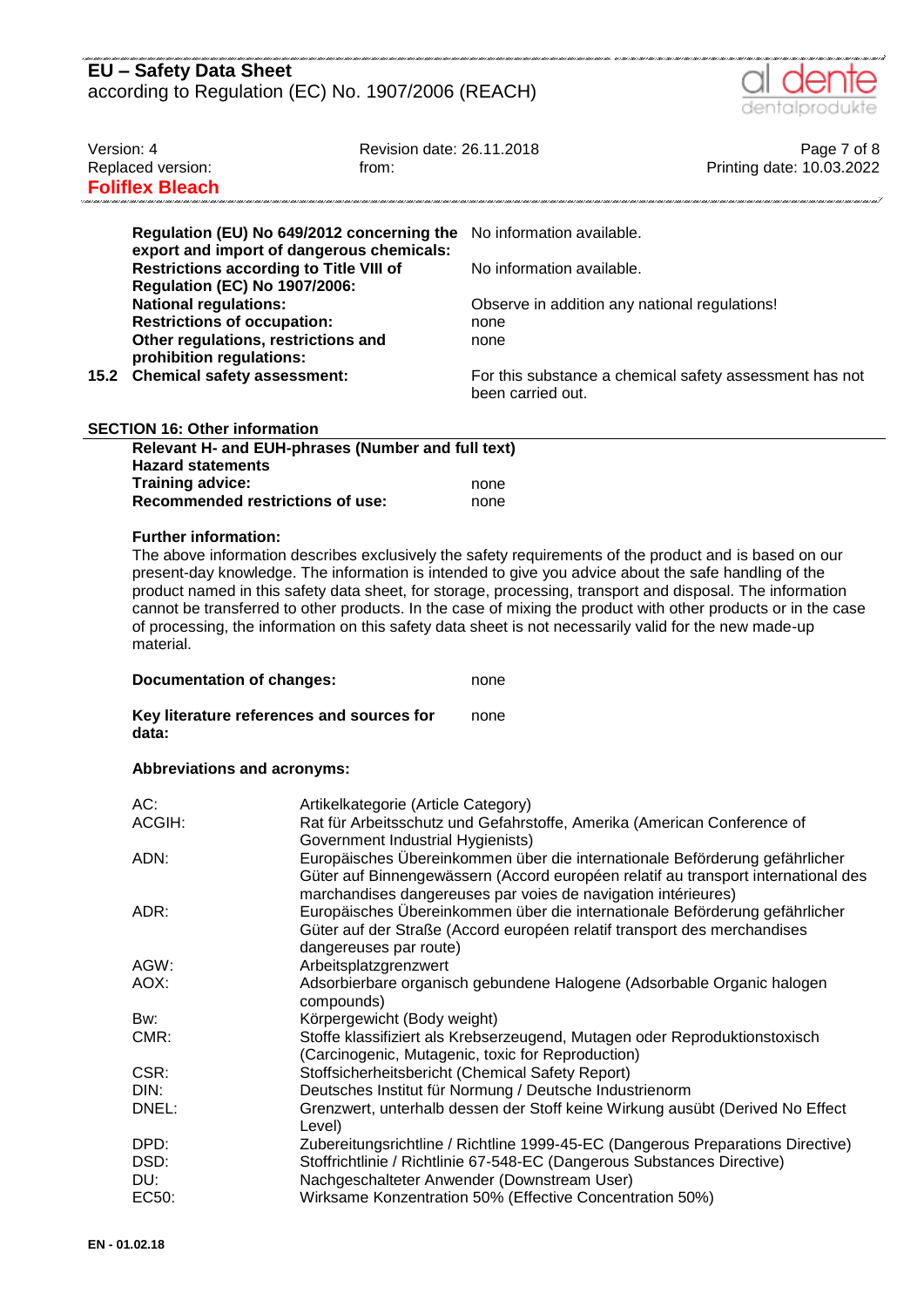| | | |
|---|---|---|
| | **Regulation (EU) No 649/2012 concerning the export and import of dangerous chemicals:** | No information available. |
| | **Restrictions according to Title VIII of Regulation (EC) No 1907/2006:** | No information available. |
| | **National regulations:** | Observe in addition any national regulations! |
| | **Restrictions of occupation:** | none |
| | **Other regulations, restrictions and prohibition regulations:** | none |
| **15.2** | **Chemical safety assessment:** | For this substance a chemical safety assessment has not been carried out. |

## SECTION 16: Other information

**Relevant H- and EUH-phrases (Number and full text)**

**Hazard statements**

| | |
|---|---|
| **Training advice:** | none |
| **Recommended restrictions of use:** | none |

**Further information:**

The above information describes exclusively the safety requirements of the product and is based on our present-day knowledge. The information is intended to give you advice about the safe handling of the product named in this safety data sheet, for storage, processing, transport and disposal. The information cannot be transferred to other products. In the case of mixing the product with other products or in the case of processing, the information on this safety data sheet is not necessarily valid for the new made-up material.

| | |
|---|---|
| **Documentation of changes:** | none |
| **Key literature references and sources for data:** | none |

**Abbreviations and acronyms:**

| | |
|---|---|
| AC: | Artikelkategorie (Article Category) |
| ACGIH: | Rat für Arbeitsschutz und Gefahrstoffe, Amerika (American Conference of Government Industrial Hygienists) |
| ADN: | Europäisches Übereinkommen über die internationale Beförderung gefährlicher Güter auf Binnengewässern (Accord européen relatif au transport international des marchandises dangereuses par voies de navigation intérieures) |
| ADR: | Europäisches Übereinkommen über die internationale Beförderung gefährlicher Güter auf der Straße (Accord européen relatif transport des merchandises dangereuses par route) |
| AGW: | Arbeitsplatzgrenzwert |
| AOX: | Adsorbierbare organisch gebundene Halogene (Adsorbable Organic halogen compounds) |
| Bw: | Körpergewicht (Body weight) |
| CMR: | Stoffe klassifiziert als Krebserzeugend, Mutagen oder Reproduktionstoxisch (Carcinogenic, Mutagenic, toxic for Reproduction) |
| CSR: | Stoffsicherheitsbericht (Chemical Safety Report) |
| DIN: | Deutsches Institut für Normung / Deutsche Industrienorm |
| DNEL: | Grenzwert, unterhalb dessen der Stoff keine Wirkung ausübt (Derived No Effect Level) |
| DPD: | Zubereitungsrichtline / Richtlinie 1999-45-EC (Dangerous Preparations Directive) |
| DSD: | Stoffrichtlinie / Richtlinie 67-548-EC (Dangerous Substances Directive) |
| DU: | Nachgeschalteter Anwender (Downstream User) |
| EC50: | Wirksame Konzentration 50% (Effective Concentration 50%) |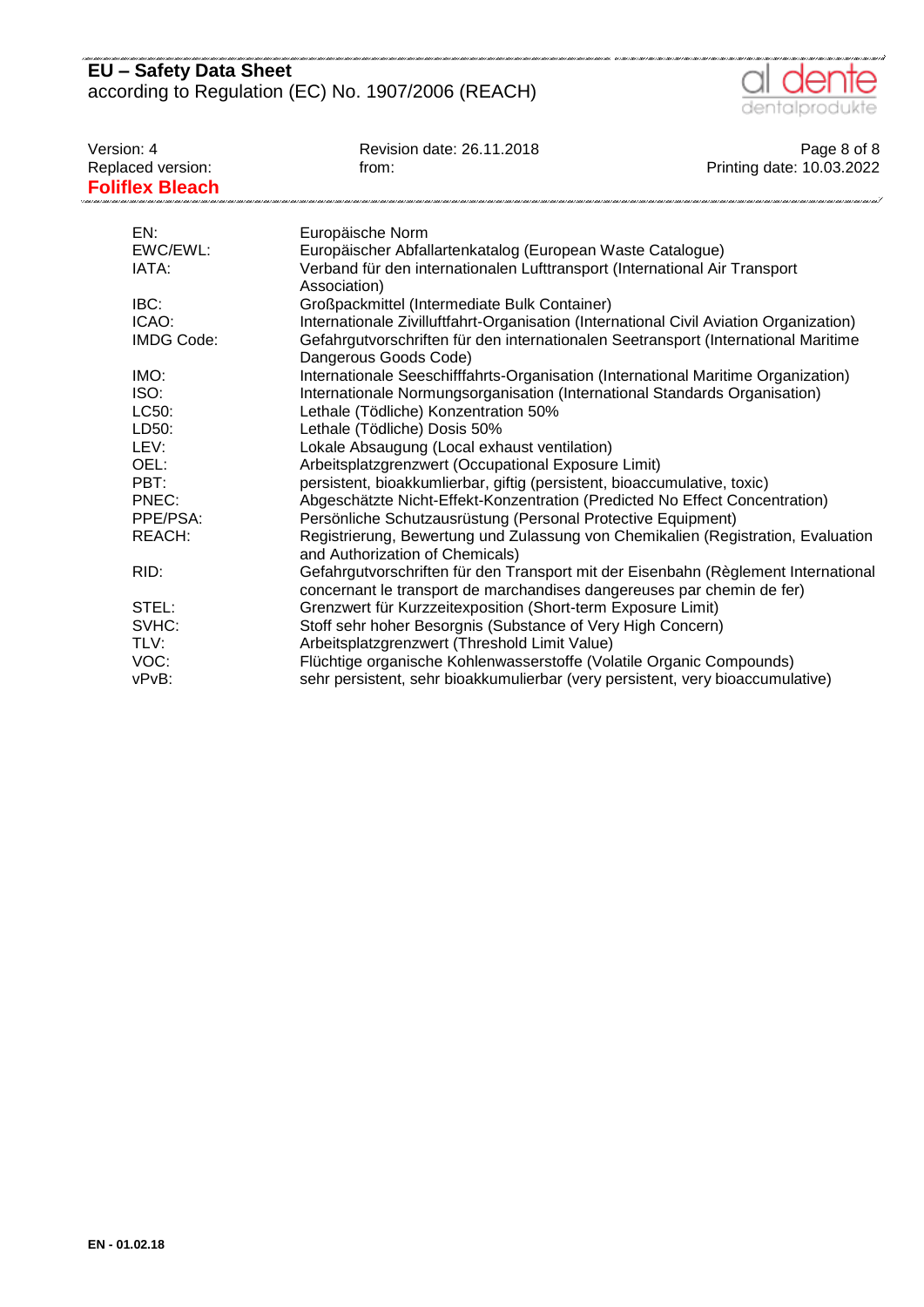| | |
|---|---|
| EN: | Europäische Norm |
| EWC/EWL: | Europäischer Abfallartenkatalog (European Waste Catalogue) |
| IATA: | Verband für den internationalen Lufttransport (International Air Transport Association) |
| IBC: | Großpackmittel (Intermediate Bulk Container) |
| ICAO: | Internationale Zivilluftfahrt-Organisation (International Civil Aviation Organization) |
| IMDG Code: | Gefahrgutvorschriften für den internationalen Seetransport (International Maritime Dangerous Goods Code) |
| IMO: | Internationale Seeschifffahrts-Organisation (International Maritime Organization) |
| ISO: | Internationale Normungsorganisation (International Standards Organisation) |
| LC50: | Lethale (Tödliche) Konzentration 50% |
| LD50: | Lethale (Tödliche) Dosis 50% |
| LEV: | Lokale Absaugung (Local exhaust ventilation) |
| OEL: | Arbeitsplatzgrenzwert (Occupational Exposure Limit) |
| PBT: | persistent, bioakkumlierbar, giftig (persistent, bioaccumulative, toxic) |
| PNEC: | Abgeschätzte Nicht-Effekt-Konzentration (Predicted No Effect Concentration) |
| PPE/PSA: | Persönliche Schutzausrüstung (Personal Protective Equipment) |
| REACH: | Registrierung, Bewertung und Zulassung von Chemikalien (Registration, Evaluation and Authorization of Chemicals) |
| RID: | Gefahrgutvorschriften für den Transport mit der Eisenbahn (Règlement International concernant le transport de marchandises dangereuses par chemin de fer) |
| STEL: | Grenzwert für Kurzzeitexposition (Short-term Exposure Limit) |
| SVHC: | Stoff sehr hoher Besorgnis (Substance of Very High Concern) |
| TLV: | Arbeitsplatzgrenzwert (Threshold Limit Value) |
| VOC: | Flüchtige organische Kohlenwasserstoffe (Volatile Organic Compounds) |
| vPvB: | sehr persistent, sehr bioakkumulierbar (very persistent, very bioaccumulative) |